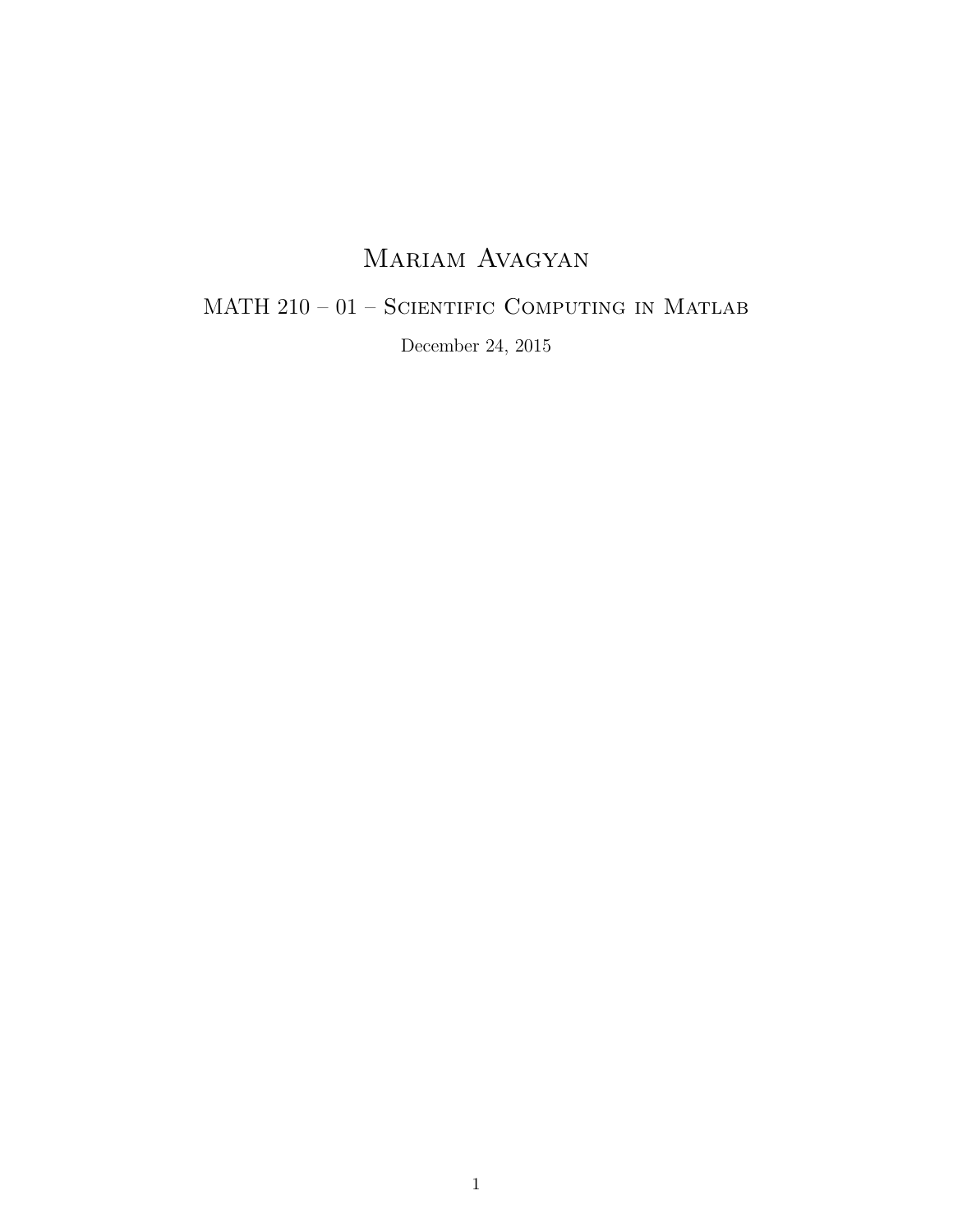# Mariam Avagyan

## MATH 210 – 01 – Scientific Computing in Matlab

December 24, 2015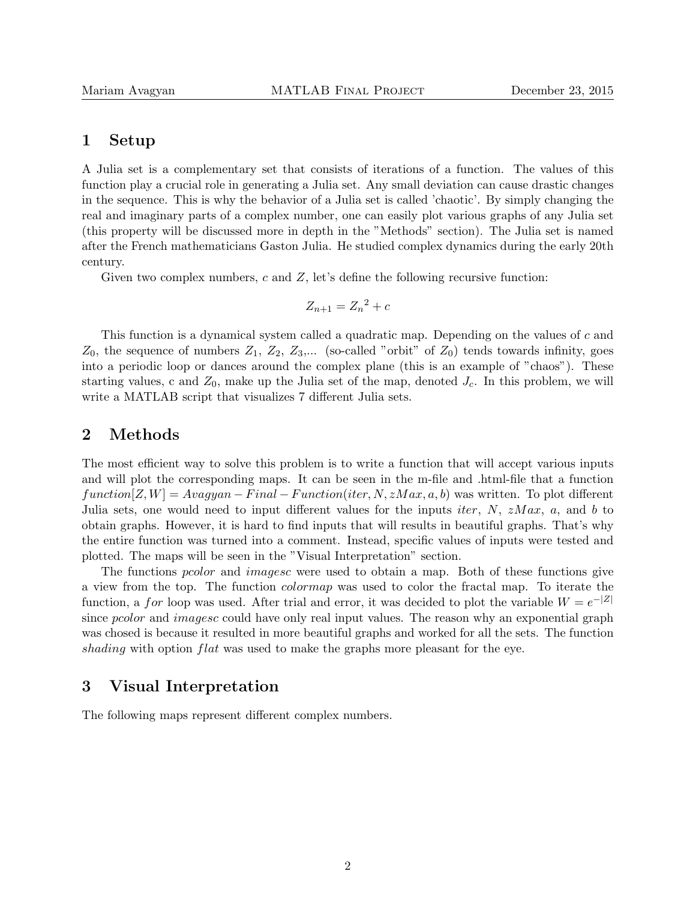# 1 Setup

A Julia set is a complementary set that consists of iterations of a function. The values of this function play a crucial role in generating a Julia set. Any small deviation can cause drastic changes in the sequence. This is why the behavior of a Julia set is called 'chaotic'. By simply changing the real and imaginary parts of a complex number, one can easily plot various graphs of any Julia set (this property will be discussed more in depth in the "Methods" section). The Julia set is named after the French mathematicians Gaston Julia. He studied complex dynamics during the early 20th century.

Given two complex numbers, $c$ and $Z$, let's define the following recursive function:

$$Z_{n+1} = {Z_n}^2 + c$$

This function is a dynamical system called a quadratic map. Depending on the values of $c$ and $Z_0$, the sequence of numbers $Z_1$, $Z_2$, $Z_3$,... (so-called "orbit" of $Z_0$) tends towards infinity, goes into a periodic loop or dances around the complex plane (this is an example of "chaos"). These starting values, c and $Z_0$, make up the Julia set of the map, denoted $J_c$. In this problem, we will write a MATLAB script that visualizes 7 different Julia sets.

# 2 Methods

The most efficient way to solve this problem is to write a function that will accept various inputs and will plot the corresponding maps. It can be seen in the m-file and .html-file that a function $function[Z, W] = Avagyan - Final - Function(iter, N, zMax, a, b)$ was written. To plot different Julia sets, one would need to input different values for the inputs $iter$, $N$, $zMax$, $a$, and $b$ to obtain graphs. However, it is hard to find inputs that will results in beautiful graphs. That's why the entire function was turned into a comment. Instead, specific values of inputs were tested and plotted. The maps will be seen in the "Visual Interpretation" section.

The functions *pcolor* and *imagesc* were used to obtain a map. Both of these functions give a view from the top. The function *colormap* was used to color the fractal map. To iterate the function, a $for$ loop was used. After trial and error, it was decided to plot the variable $W = e^{-|Z|}$ since *pcolor* and *imagesc* could have only real input values. The reason why an exponential graph was chosed is because it resulted in more beautiful graphs and worked for all the sets. The function *shading* with option $flat$ was used to make the graphs more pleasant for the eye.

# 3 Visual Interpretation

The following maps represent different complex numbers.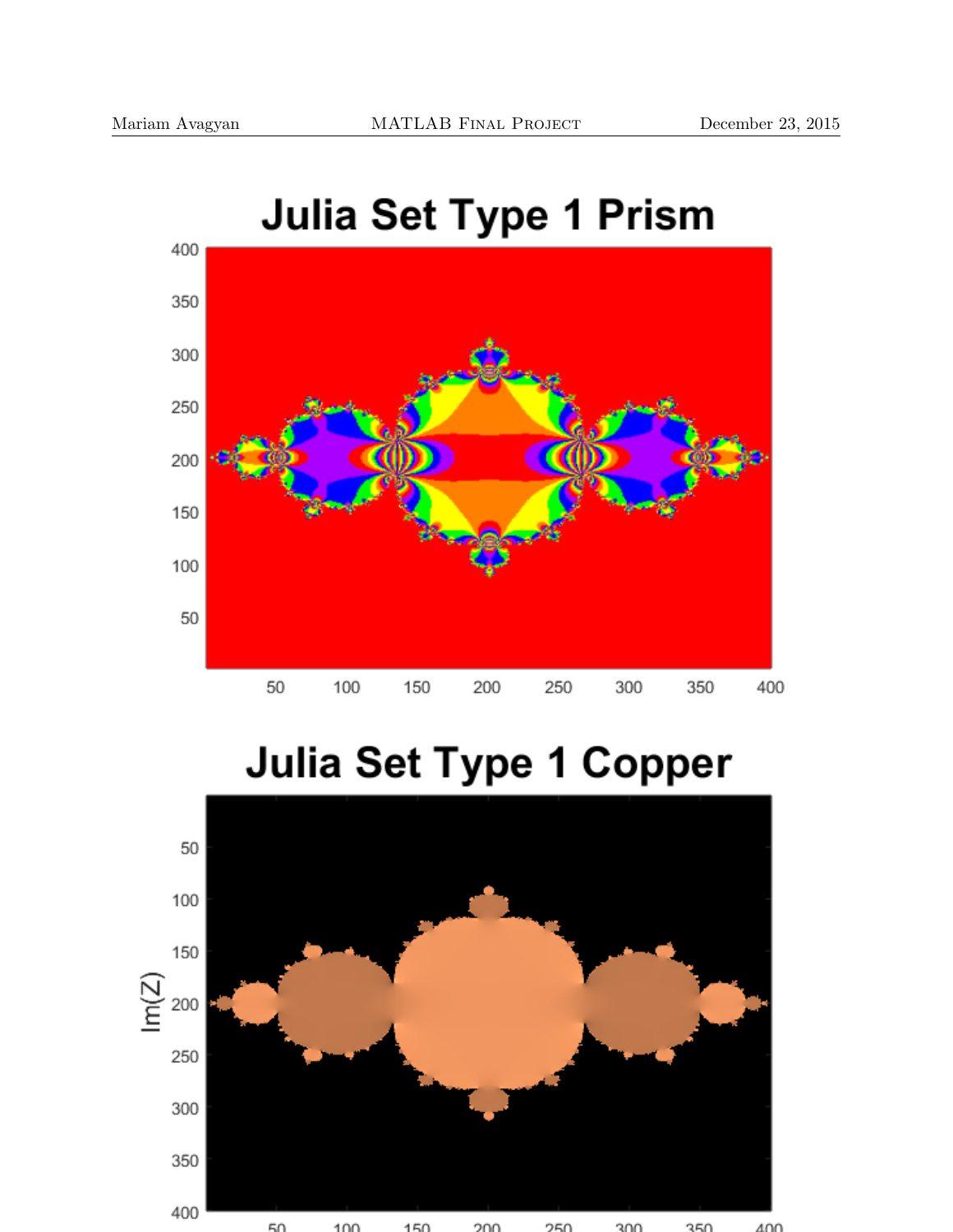Julia Set Type 1 Prism

Julia Set Type 1 Copper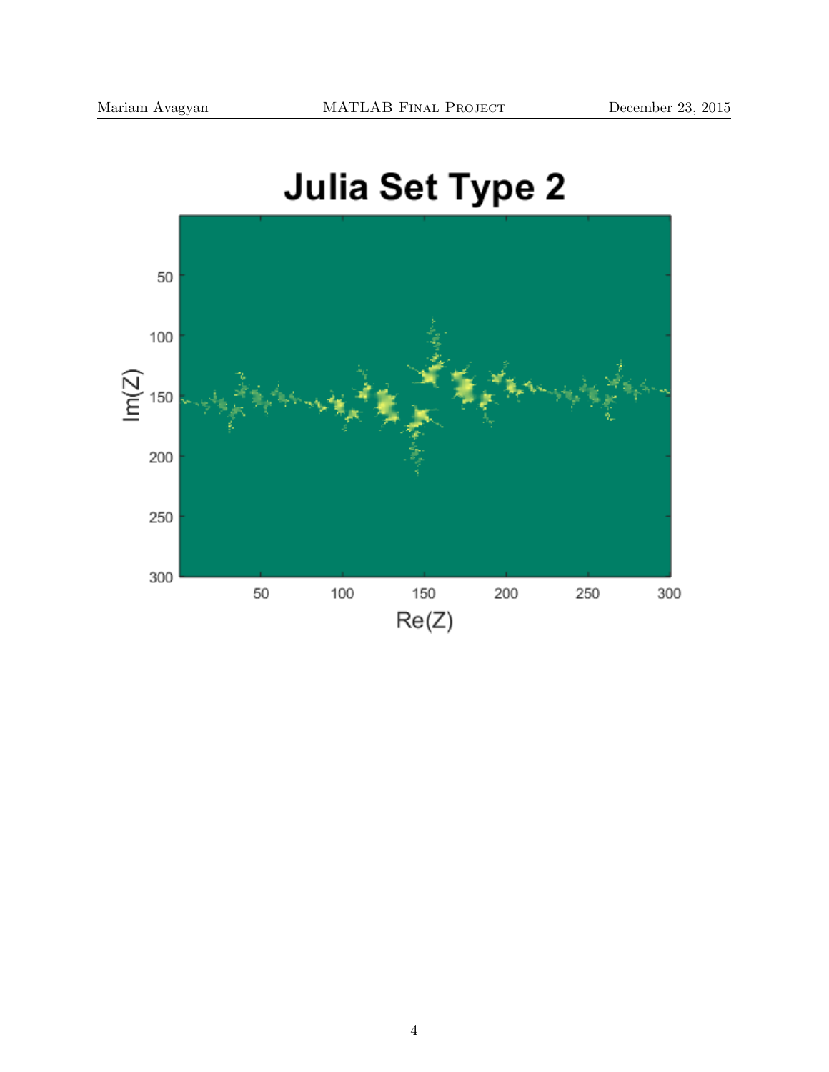# Julia Set Type 2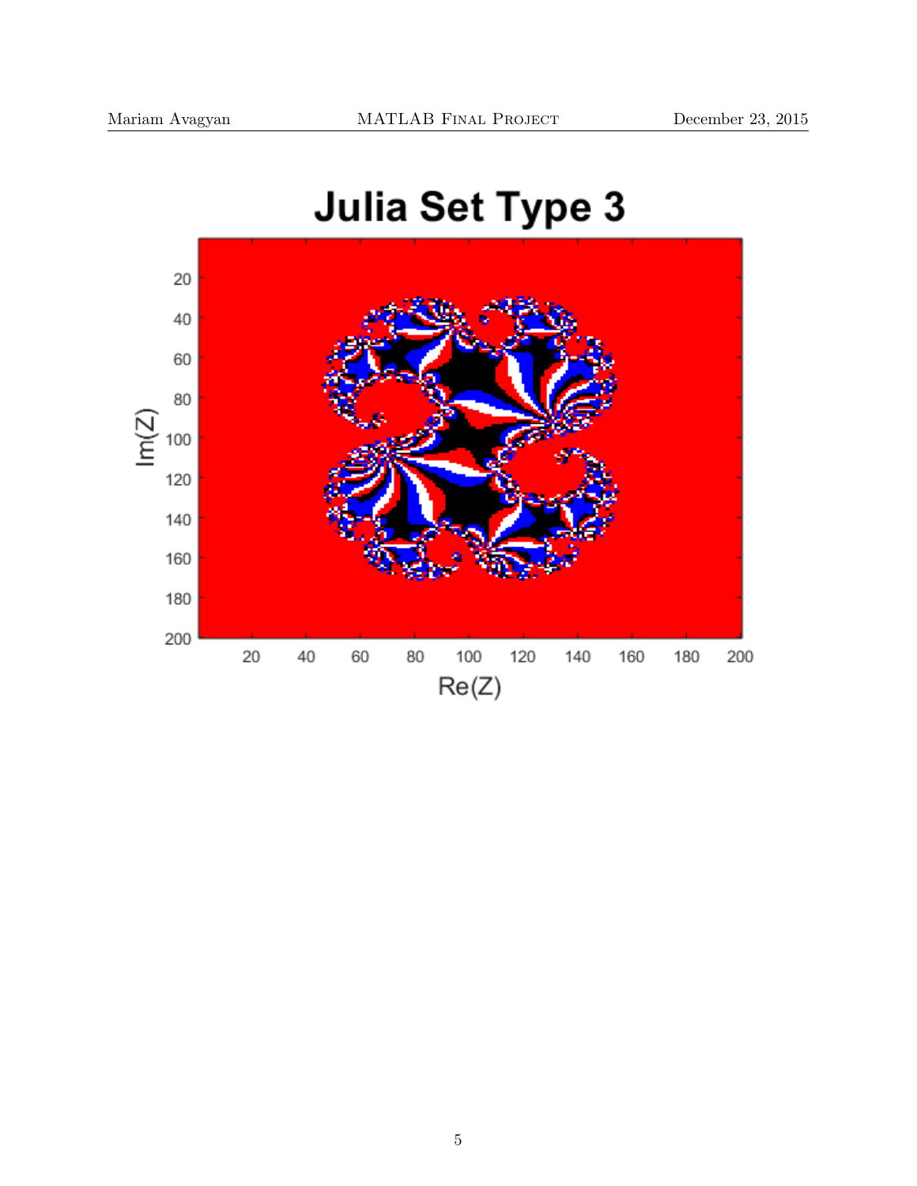**Julia Set Type 3**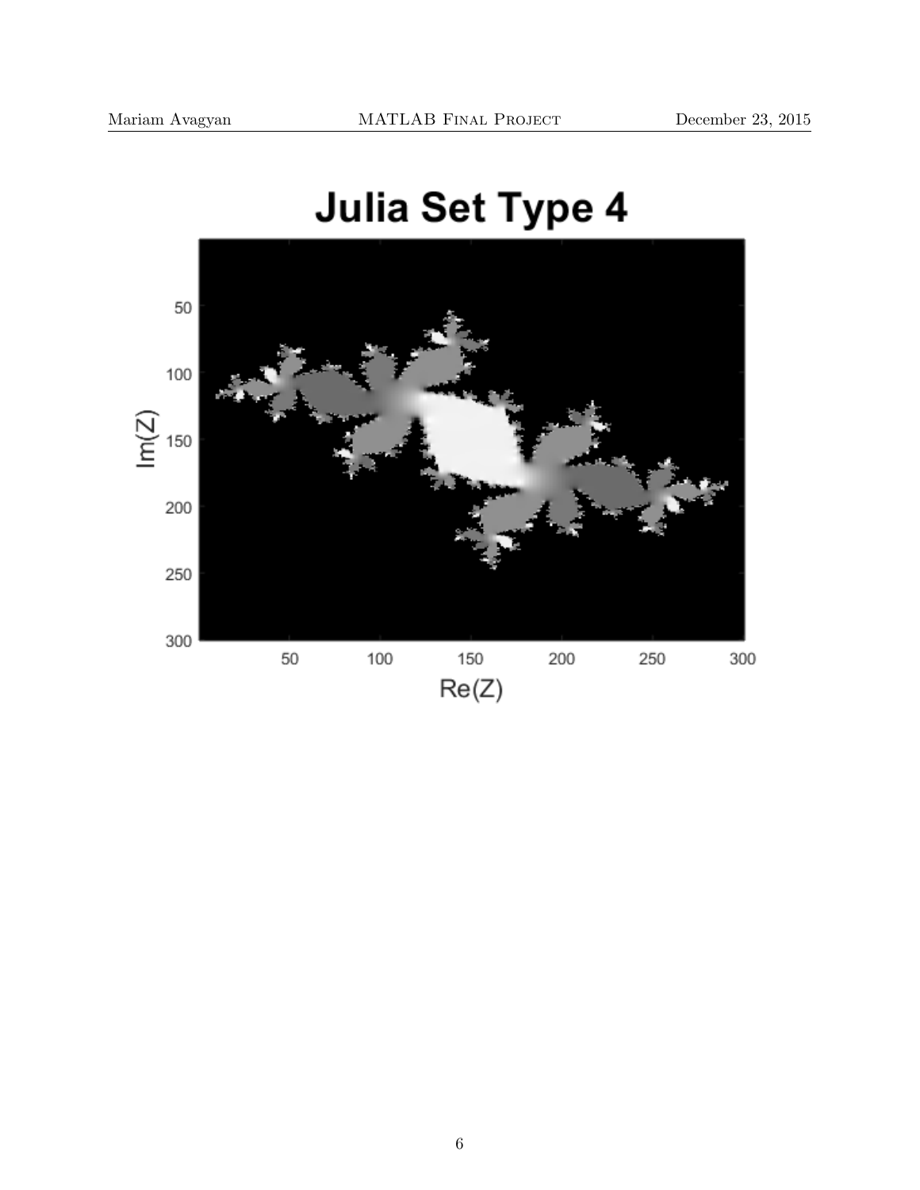Julia Set Type 4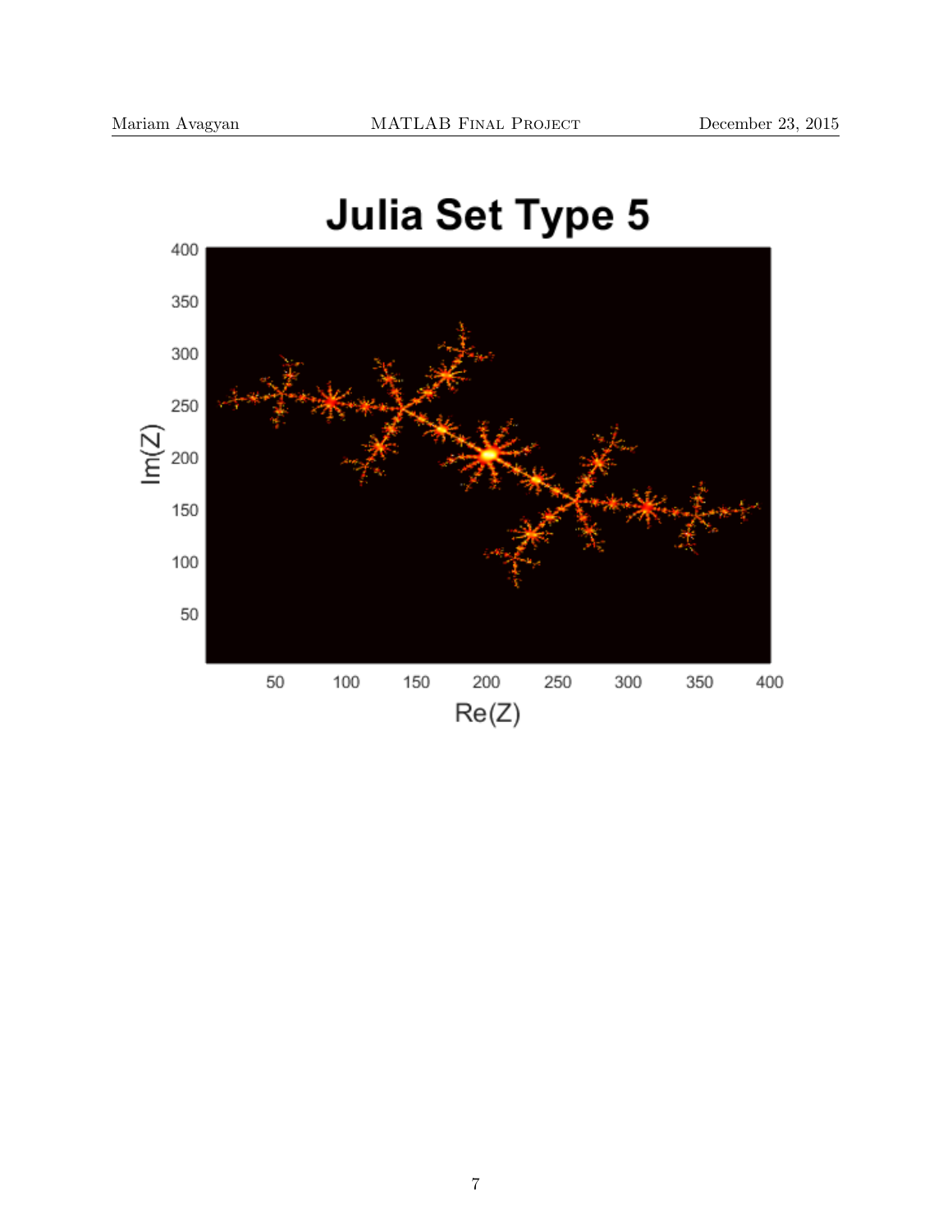# Julia Set Type 5

Im(Z)

Re(Z)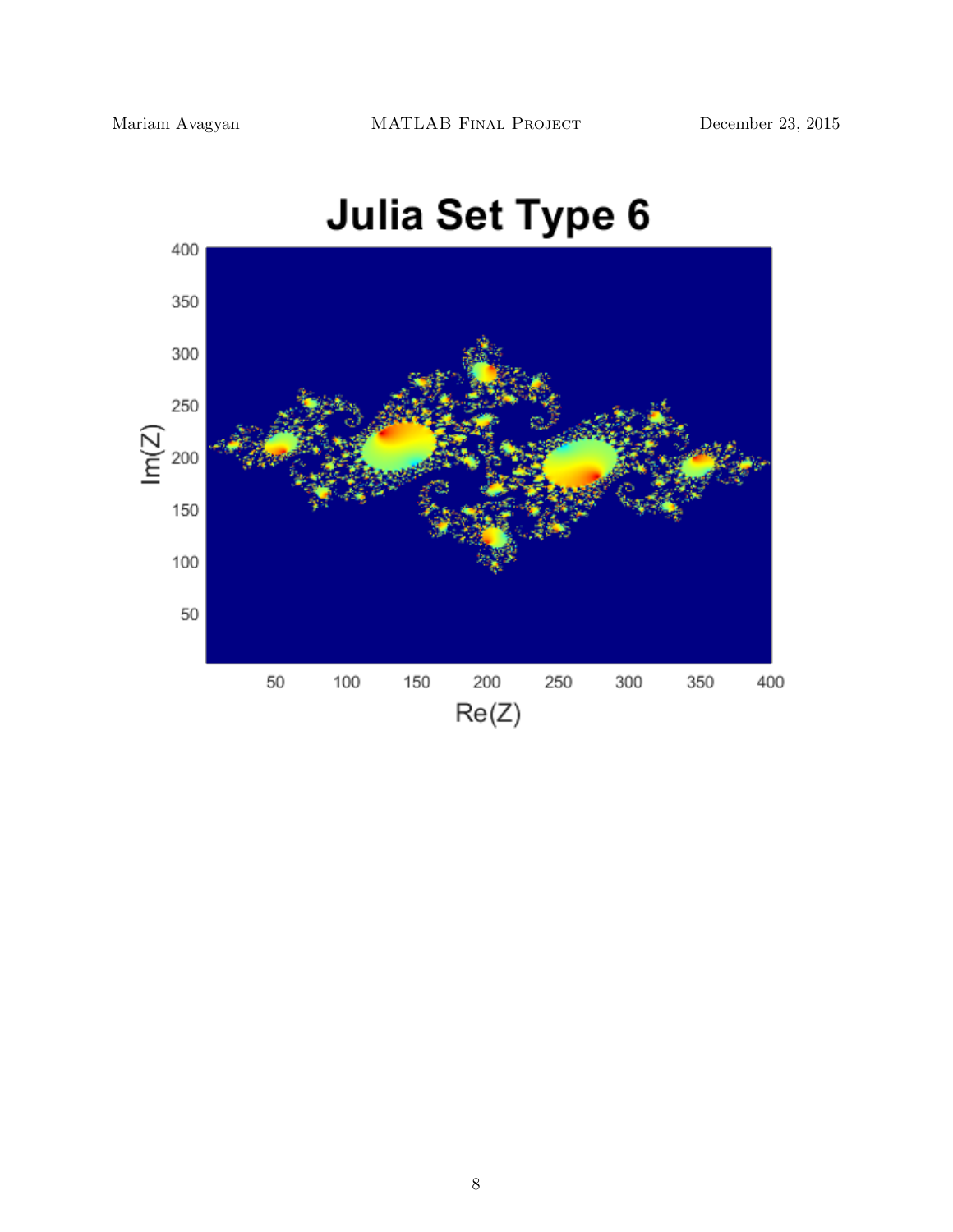# Julia Set Type 6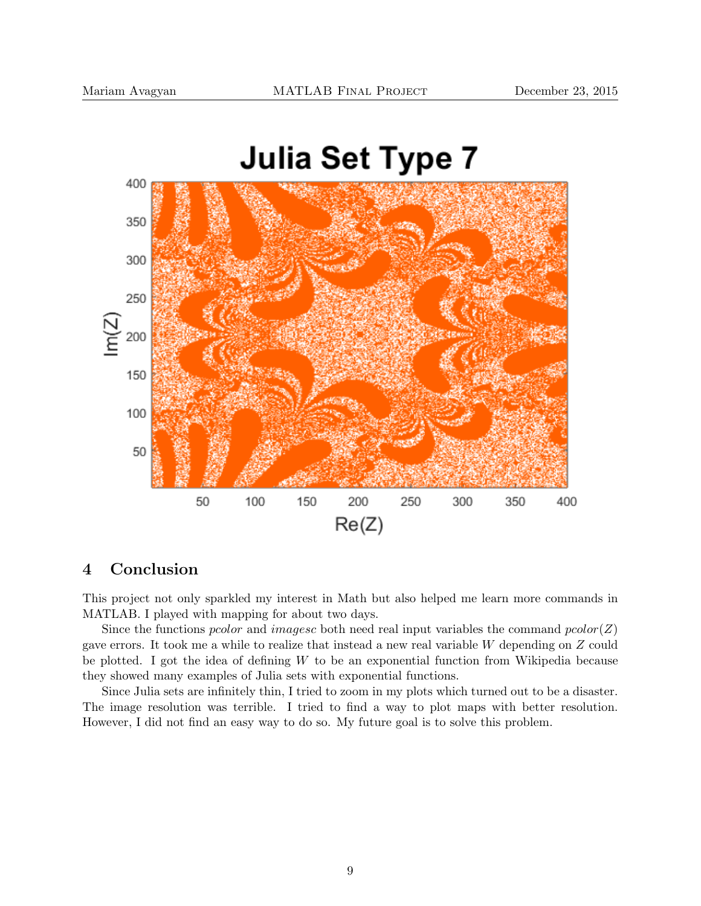Julia Set Type 7

Im(Z)

400
350
300
250
200
150
100
50

50 100 150 200 250 300 350 400

Re(Z)

## 4 Conclusion

This project not only sparkled my interest in Math but also helped me learn more commands in MATLAB. I played with mapping for about two days.

Since the functions *pcolor* and *imagesc* both need real input variables the command $pcolor(Z)$ gave errors. It took me a while to realize that instead a new real variable $W$ depending on $Z$ could be plotted. I got the idea of defining $W$ to be an exponential function from Wikipedia because they showed many examples of Julia sets with exponential functions.

Since Julia sets are infinitely thin, I tried to zoom in my plots which turned out to be a disaster. The image resolution was terrible. I tried to find a way to plot maps with better resolution. However, I did not find an easy way to do so. My future goal is to solve this problem.